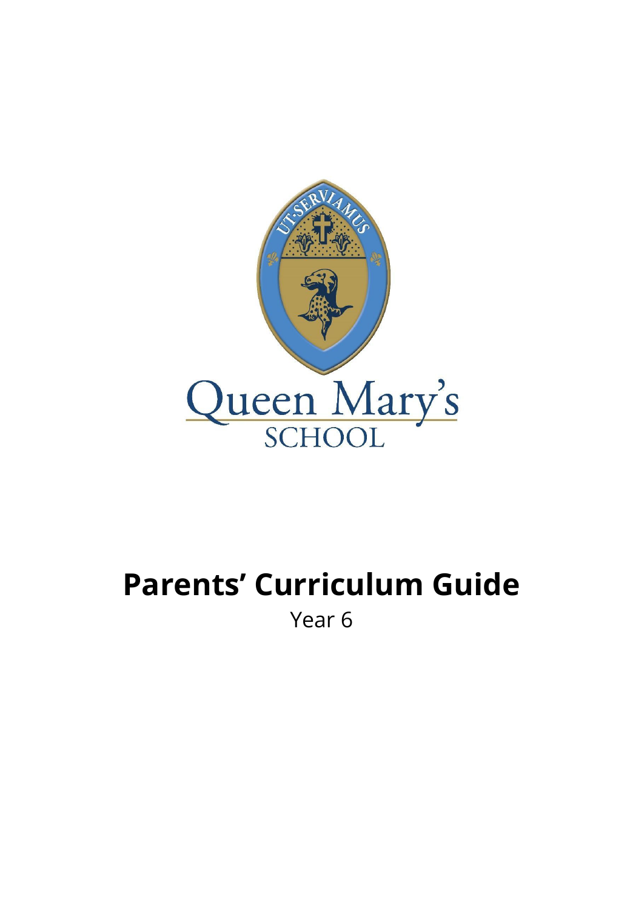UT·SERVIAMUS

Queen Mary's
SCHOOL

# Parents' Curriculum Guide

Year 6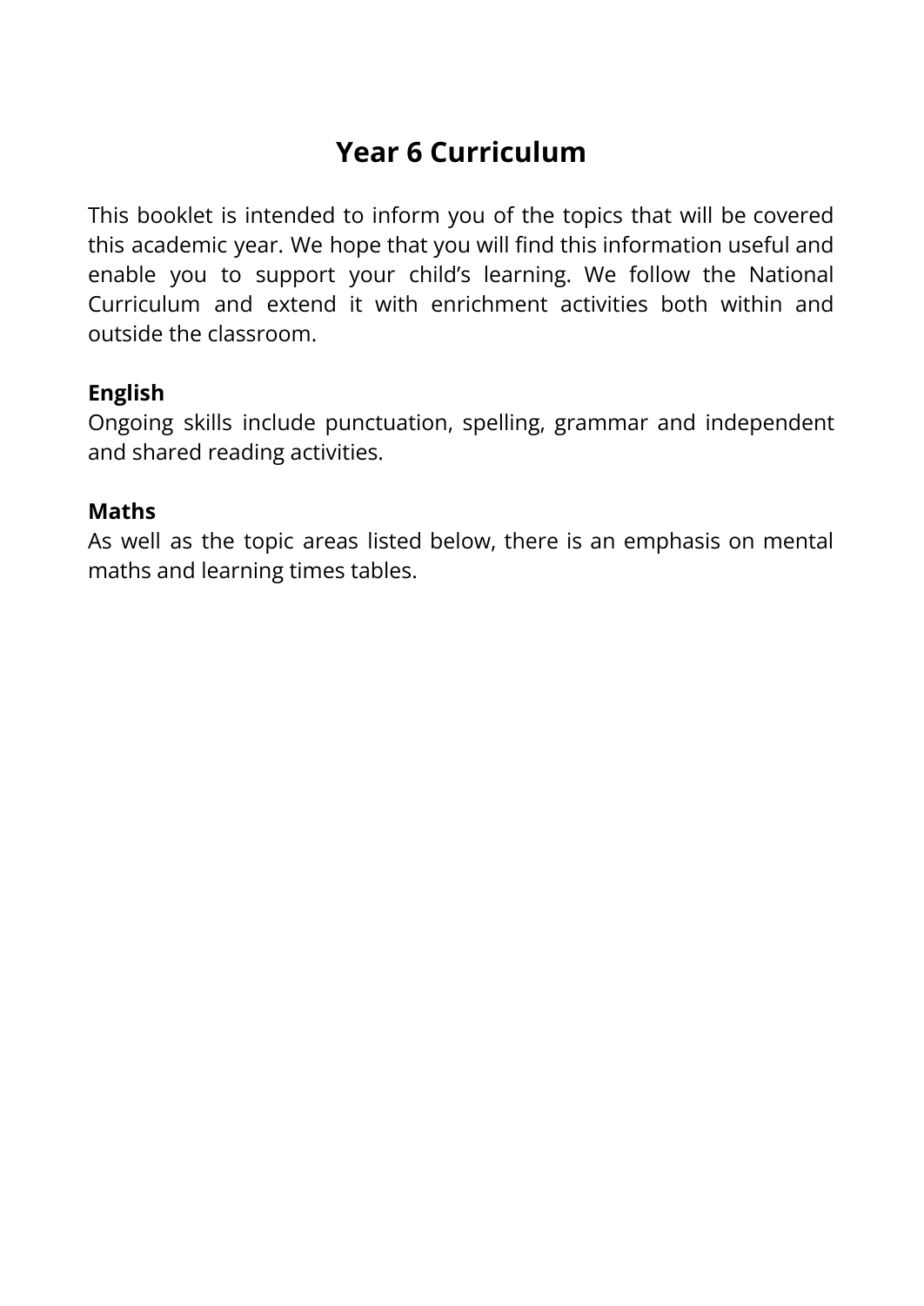# Year 6 Curriculum

This booklet is intended to inform you of the topics that will be covered this academic year. We hope that you will find this information useful and enable you to support your child's learning. We follow the National Curriculum and extend it with enrichment activities both within and outside the classroom.

**English**
Ongoing skills include punctuation, spelling, grammar and independent and shared reading activities.

**Maths**
As well as the topic areas listed below, there is an emphasis on mental maths and learning times tables.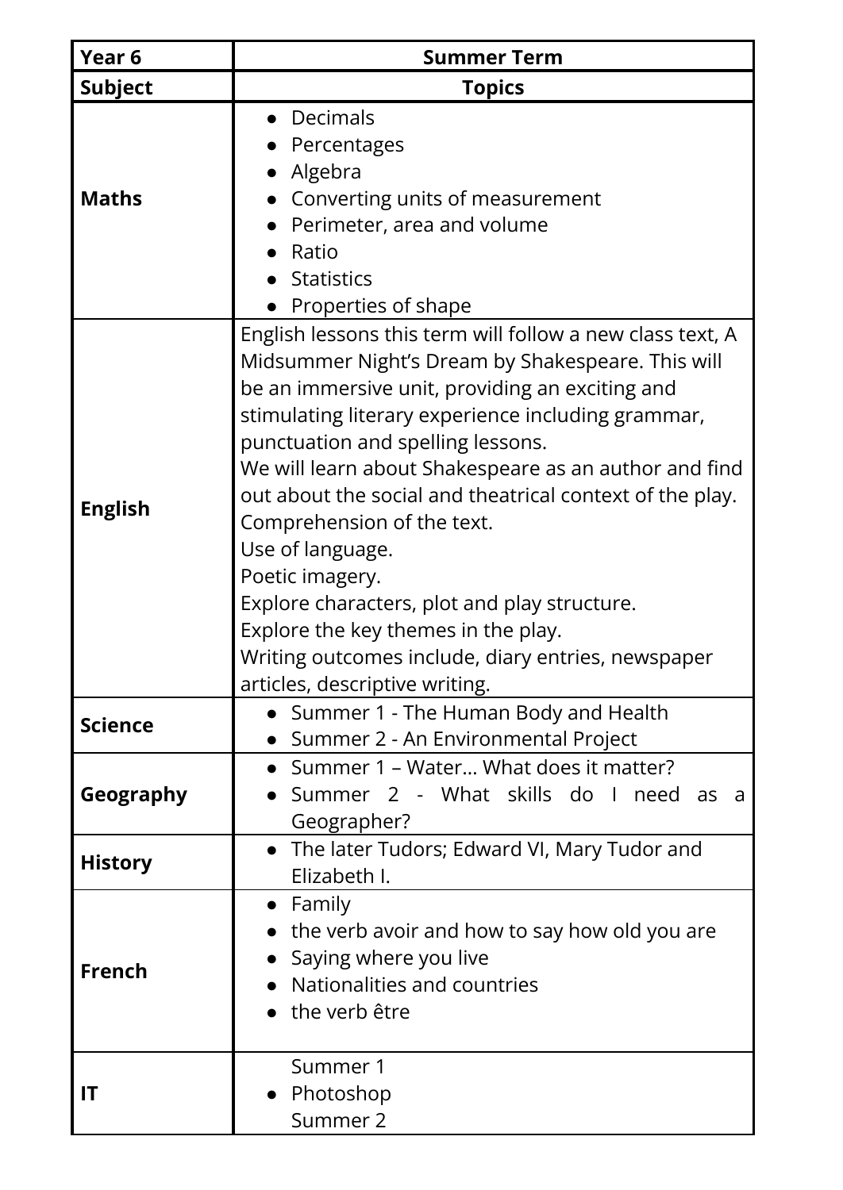| Year 6 | Summer Term |
|---|---|
| **Subject** | **Topics** |
| **Maths** | • Decimals<br>• Percentages<br>• Algebra<br>• Converting units of measurement<br>• Perimeter, area and volume<br>• Ratio<br>• Statistics<br>• Properties of shape |
| **English** | English lessons this term will follow a new class text, A Midsummer Night's Dream by Shakespeare. This will be an immersive unit, providing an exciting and stimulating literary experience including grammar, punctuation and spelling lessons.<br>We will learn about Shakespeare as an author and find out about the social and theatrical context of the play.<br>Comprehension of the text.<br>Use of language.<br>Poetic imagery.<br>Explore characters, plot and play structure.<br>Explore the key themes in the play.<br>Writing outcomes include, diary entries, newspaper articles, descriptive writing. |
| **Science** | • Summer 1 - The Human Body and Health<br>• Summer 2 - An Environmental Project |
| **Geography** | • Summer 1 – Water… What does it matter?<br>• Summer 2 - What skills do I need as a Geographer? |
| **History** | • The later Tudors; Edward VI, Mary Tudor and Elizabeth I. |
| **French** | • Family<br>• the verb avoir and how to say how old you are<br>• Saying where you live<br>• Nationalities and countries<br>• the verb être |
| **IT** | Summer 1<br>• Photoshop<br>Summer 2 |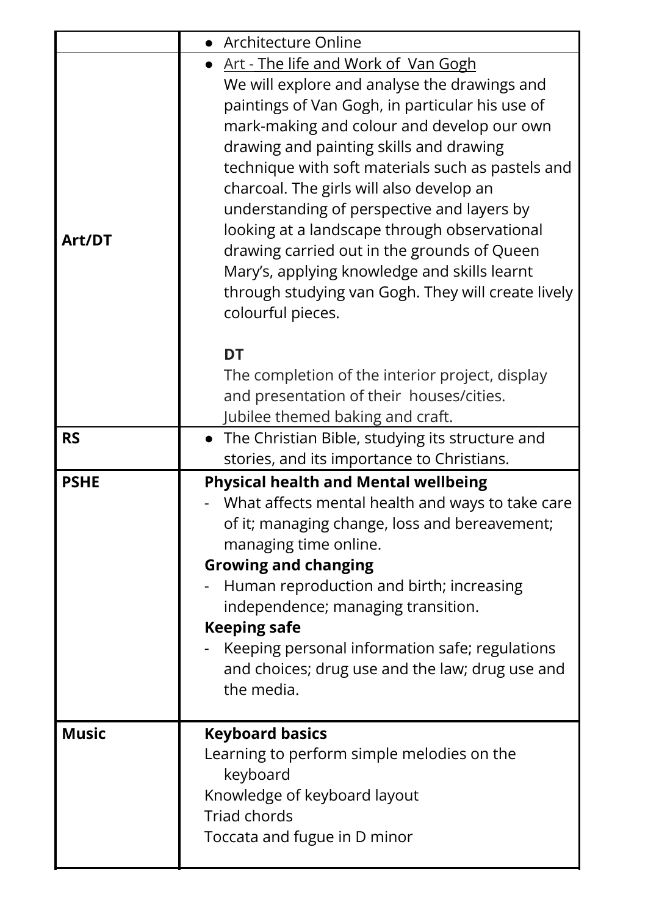| | |
|---|---|
| | • Architecture Online |
| **Art/DT** | • Art - The life and Work of Van Gogh<br>We will explore and analyse the drawings and paintings of Van Gogh, in particular his use of mark-making and colour and develop our own drawing and painting skills and drawing technique with soft materials such as pastels and charcoal. The girls will also develop an understanding of perspective and layers by looking at a landscape through observational drawing carried out in the grounds of Queen Mary's, applying knowledge and skills learnt through studying van Gogh. They will create lively colourful pieces.<br><br>**DT**<br>The completion of the interior project, display and presentation of their houses/cities.<br>Jubilee themed baking and craft. |
| **RS** | • The Christian Bible, studying its structure and stories, and its importance to Christians. |
| **PSHE** | **Physical health and Mental wellbeing**<br>- What affects mental health and ways to take care of it; managing change, loss and bereavement; managing time online.<br>**Growing and changing**<br>- Human reproduction and birth; increasing independence; managing transition.<br>**Keeping safe**<br>- Keeping personal information safe; regulations and choices; drug use and the law; drug use and the media. |
| **Music** | **Keyboard basics**<br>Learning to perform simple melodies on the keyboard<br>Knowledge of keyboard layout<br>Triad chords<br>Toccata and fugue in D minor |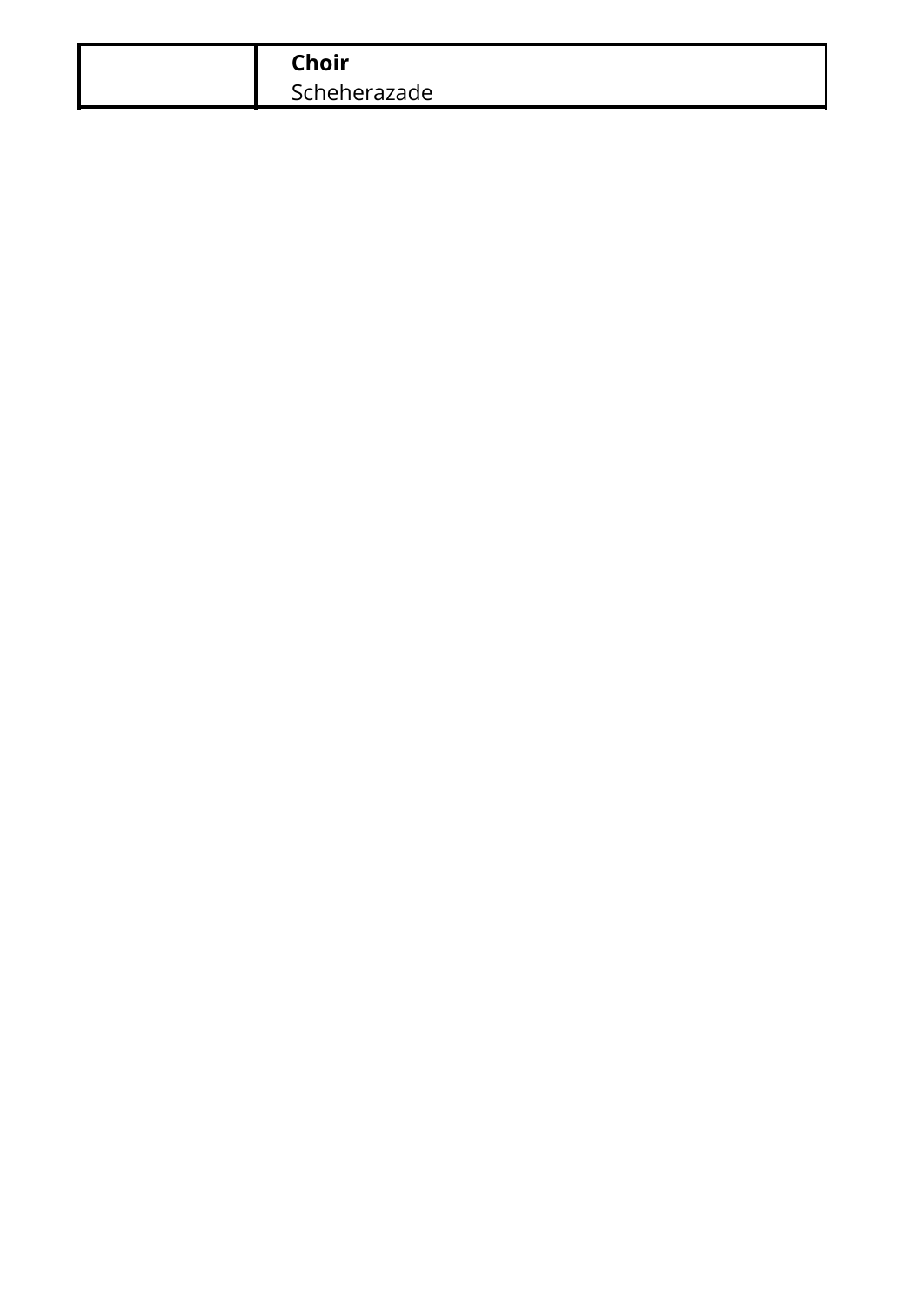| | |
|---|---|
| | **Choir**<br>Scheherazade |